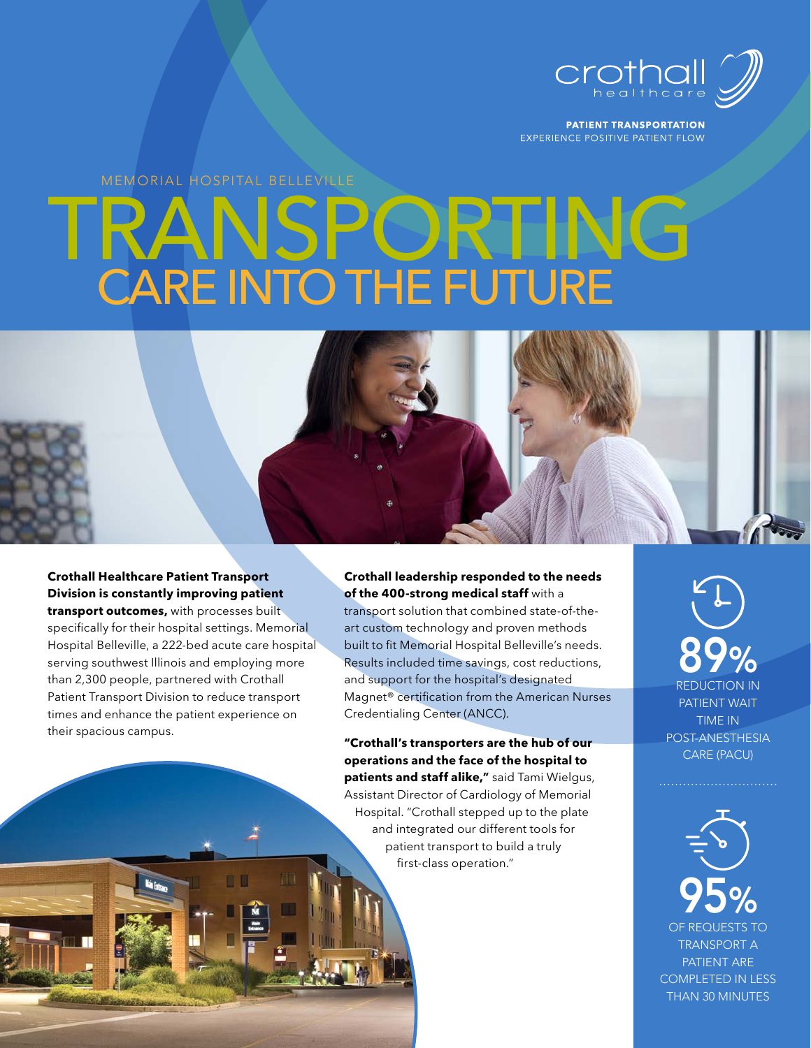crothall healthcare

**PATIENT TRANSPORTATION**
EXPERIENCE POSITIVE PATIENT FLOW

MEMORIAL HOSPITAL BELLEVILLE

# TRANSPORTING CARE INTO THE FUTURE

**Crothall Healthcare Patient Transport Division is constantly improving patient transport outcomes,** with processes built specifically for their hospital settings. Memorial Hospital Belleville, a 222-bed acute care hospital serving southwest Illinois and employing more than 2,300 people, partnered with Crothall Patient Transport Division to reduce transport times and enhance the patient experience on their spacious campus.

**Crothall leadership responded to the needs of the 400-strong medical staff** with a transport solution that combined state-of-the-art custom technology and proven methods built to fit Memorial Hospital Belleville's needs. Results included time savings, cost reductions, and support for the hospital's designated Magnet® certification from the American Nurses Credentialing Center (ANCC).

**"Crothall's transporters are the hub of our operations and the face of the hospital to patients and staff alike,"** said Tami Wielgus, Assistant Director of Cardiology of Memorial Hospital. "Crothall stepped up to the plate and integrated our different tools for patient transport to build a truly first-class operation."

**89%**
REDUCTION IN PATIENT WAIT TIME IN POST-ANESTHESIA CARE (PACU)

**95%**
OF REQUESTS TO TRANSPORT A PATIENT ARE COMPLETED IN LESS THAN 30 MINUTES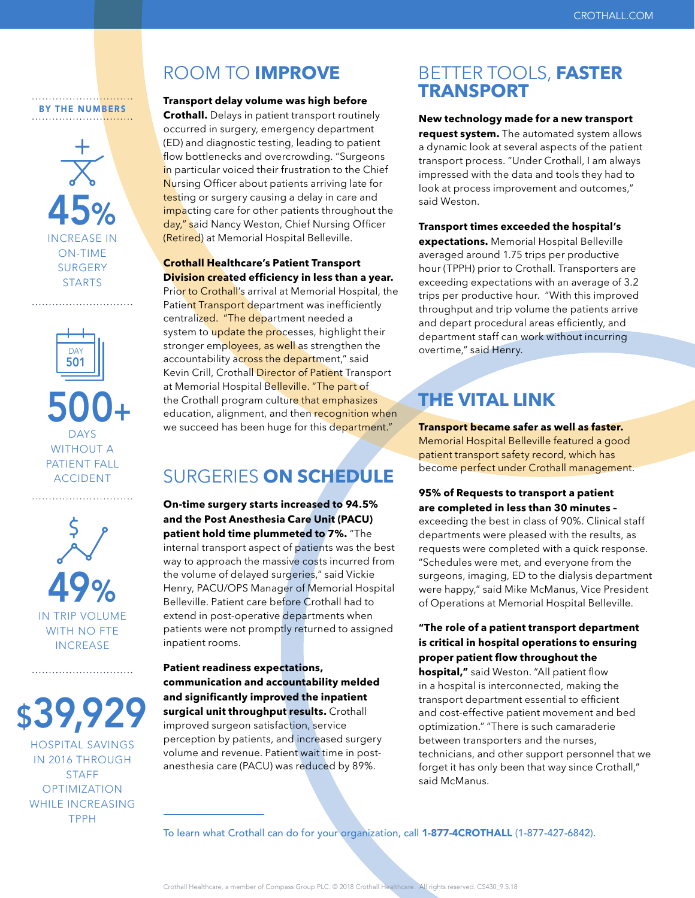## BY THE NUMBERS

**45%**
INCREASE IN ON-TIME SURGERY STARTS

DAY 501

**500+**
DAYS WITHOUT A PATIENT FALL ACCIDENT

**49%**
IN TRIP VOLUME WITH NO FTE INCREASE

**$39,929**
HOSPITAL SAVINGS IN 2016 THROUGH STAFF OPTIMIZATION WHILE INCREASING TPPH

## ROOM TO **IMPROVE**

**Transport delay volume was high before Crothall.** Delays in patient transport routinely occurred in surgery, emergency department (ED) and diagnostic testing, leading to patient flow bottlenecks and overcrowding. "Surgeons in particular voiced their frustration to the Chief Nursing Officer about patients arriving late for testing or surgery causing a delay in care and impacting care for other patients throughout the day," said Nancy Weston, Chief Nursing Officer (Retired) at Memorial Hospital Belleville.

**Crothall Healthcare's Patient Transport Division created efficiency in less than a year.** Prior to Crothall's arrival at Memorial Hospital, the Patient Transport department was inefficiently centralized. "The department needed a system to update the processes, highlight their stronger employees, as well as strengthen the accountability across the department," said Kevin Crill, Crothall Director of Patient Transport at Memorial Hospital Belleville. "The part of the Crothall program culture that emphasizes education, alignment, and then recognition when we succeed has been huge for this department."

## SURGERIES **ON SCHEDULE**

**On-time surgery starts increased to 94.5% and the Post Anesthesia Care Unit (PACU) patient hold time plummeted to 7%.** "The internal transport aspect of patients was the best way to approach the massive costs incurred from the volume of delayed surgeries," said Vickie Henry, PACU/OPS Manager of Memorial Hospital Belleville. Patient care before Crothall had to extend in post-operative departments when patients were not promptly returned to assigned inpatient rooms.

**Patient readiness expectations, communication and accountability melded and significantly improved the inpatient surgical unit throughput results.** Crothall improved surgeon satisfaction, service perception by patients, and increased surgery volume and revenue. Patient wait time in post-anesthesia care (PACU) was reduced by 89%.

## BETTER TOOLS, **FASTER TRANSPORT**

**New technology made for a new transport request system.** The automated system allows a dynamic look at several aspects of the patient transport process. "Under Crothall, I am always impressed with the data and tools they had to look at process improvement and outcomes," said Weston.

**Transport times exceeded the hospital's expectations.** Memorial Hospital Belleville averaged around 1.75 trips per productive hour (TPPH) prior to Crothall. Transporters are exceeding expectations with an average of 3.2 trips per productive hour. "With this improved throughput and trip volume the patients arrive and depart procedural areas efficiently, and department staff can work without incurring overtime," said Henry.

## THE VITAL LINK

**Transport became safer as well as faster.** Memorial Hospital Belleville featured a good patient transport safety record, which has become perfect under Crothall management.

**95% of Requests to transport a patient are completed in less than 30 minutes –** exceeding the best in class of 90%. Clinical staff departments were pleased with the results, as requests were completed with a quick response. "Schedules were met, and everyone from the surgeons, imaging, ED to the dialysis department were happy," said Mike McManus, Vice President of Operations at Memorial Hospital Belleville.

**"The role of a patient transport department is critical in hospital operations to ensuring proper patient flow throughout the hospital,"** said Weston. "All patient flow in a hospital is interconnected, making the transport department essential to efficient and cost-effective patient movement and bed optimization." "There is such camaraderie between transporters and the nurses, technicians, and other support personnel that we forget it has only been that way since Crothall," said McManus.

To learn what Crothall can do for your organization, call **1-877-4CROTHALL** (1-877-427-6842).

Crothall Healthcare, a member of Compass Group PLC. © 2018 Crothall Healthcare. All rights reserved. CS430_9.5.18